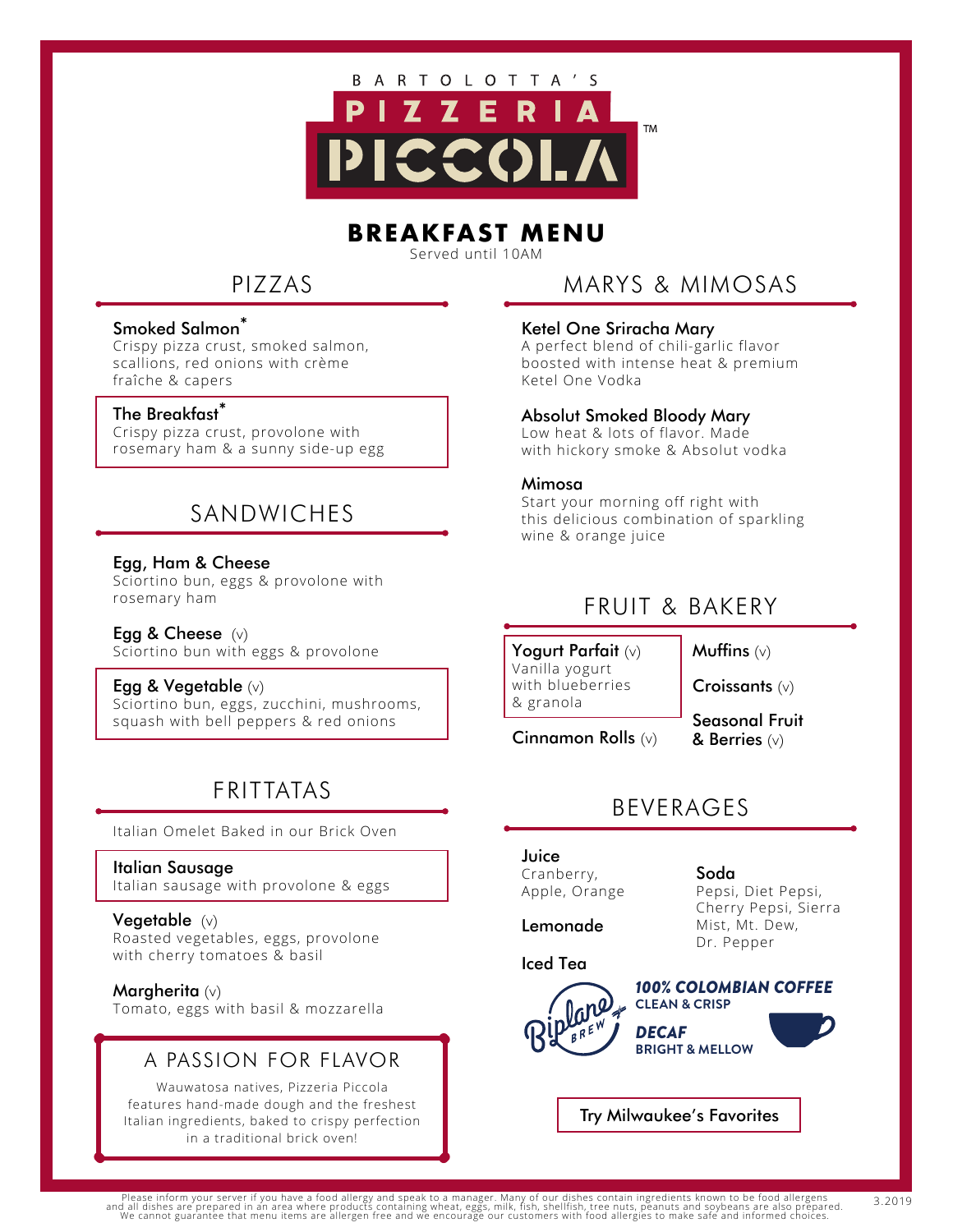BARTOLOTTA'S

# PIZZERIA PICCOLA™

## BREAKFAST MENU

Served until 10AM

## PIZZAS

**Smoked Salmon***
Crispy pizza crust, smoked salmon, scallions, red onions with crème fraîche & capers

**The Breakfast***
Crispy pizza crust, provolone with rosemary ham & a sunny side-up egg

## SANDWICHES

**Egg, Ham & Cheese**
Sciortino bun, eggs & provolone with rosemary ham

**Egg & Cheese** (v)
Sciortino bun with eggs & provolone

**Egg & Vegetable** (v)
Sciortino bun, eggs, zucchini, mushrooms, squash with bell peppers & red onions

## FRITTATAS

Italian Omelet Baked in our Brick Oven

**Italian Sausage**
Italian sausage with provolone & eggs

**Vegetable** (v)
Roasted vegetables, eggs, provolone with cherry tomatoes & basil

**Margherita** (v)
Tomato, eggs with basil & mozzarella

## A PASSION FOR FLAVOR

Wauwatosa natives, Pizzeria Piccola features hand-made dough and the freshest Italian ingredients, baked to crispy perfection in a traditional brick oven!

## MARYS & MIMOSAS

**Ketel One Sriracha Mary**
A perfect blend of chili-garlic flavor boosted with intense heat & premium Ketel One Vodka

**Absolut Smoked Bloody Mary**
Low heat & lots of flavor. Made with hickory smoke & Absolut vodka

**Mimosa**
Start your morning off right with this delicious combination of sparkling wine & orange juice

## FRUIT & BAKERY

**Yogurt Parfait** (v)
Vanilla yogurt with blueberries & granola

**Cinnamon Rolls** (v)

**Muffins** (v)

**Croissants** (v)

**Seasonal Fruit & Berries** (v)

## BEVERAGES

**Juice**
Cranberry, Apple, Orange

**Lemonade**

**Iced Tea**

**Soda**
Pepsi, Diet Pepsi, Cherry Pepsi, Sierra Mist, Mt. Dew, Dr. Pepper

Biplane Brew

**100% COLOMBIAN COFFEE**
CLEAN & CRISP

**DECAF**
BRIGHT & MELLOW

Try Milwaukee's Favorites

Please inform your server if you have a food allergy and speak to a manager. Many of our dishes contain ingredients known to be food allergens and all dishes are prepared in an area where products containing wheat, eggs, milk, fish, shellfish, tree nuts, peanuts and soybeans are also prepared. We cannot guarantee that menu items are allergen free and we encourage our customers with food allergies to make safe and informed choices.

3.2019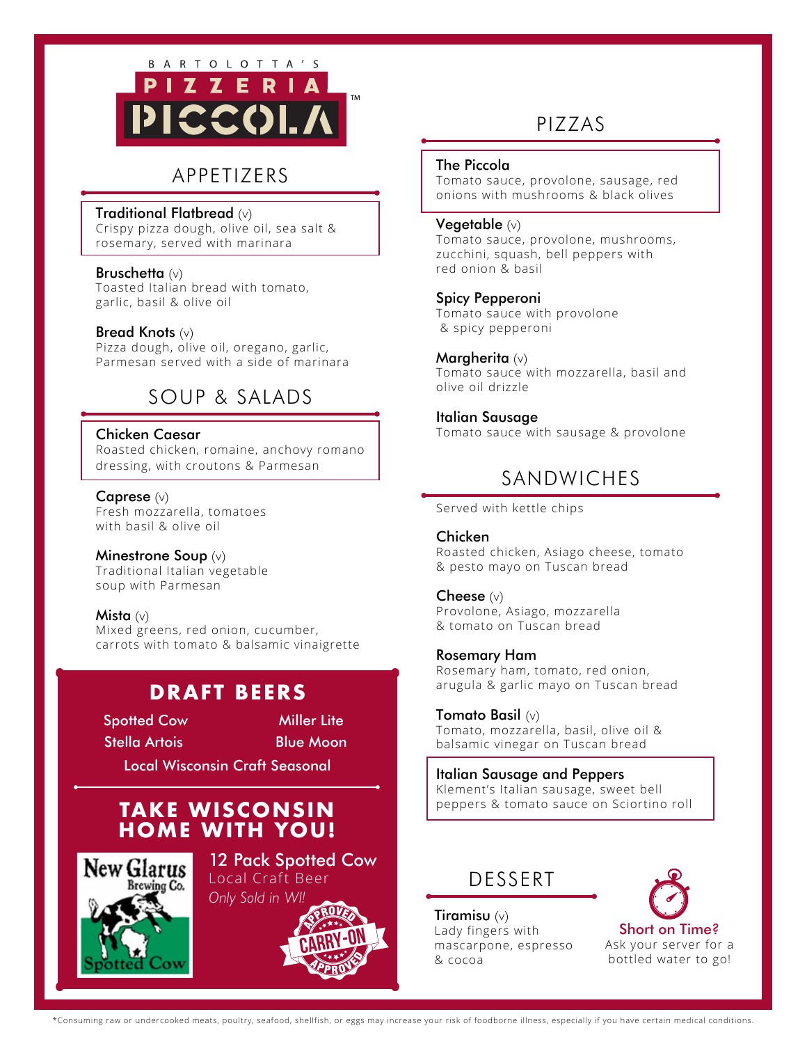BARTOLOTTA'S PIZZERIA PICCOLA™

## APPETIZERS

**Traditional Flatbread** (v)
Crispy pizza dough, olive oil, sea salt & rosemary, served with marinara

**Bruschetta** (v)
Toasted Italian bread with tomato, garlic, basil & olive oil

**Bread Knots** (v)
Pizza dough, olive oil, oregano, garlic, Parmesan served with a side of marinara

## SOUP & SALADS

**Chicken Caesar**
Roasted chicken, romaine, anchovy romano dressing, with croutons & Parmesan

**Caprese** (v)
Fresh mozzarella, tomatoes with basil & olive oil

**Minestrone Soup** (v)
Traditional Italian vegetable soup with Parmesan

**Mista** (v)
Mixed greens, red onion, cucumber, carrots with tomato & balsamic vinaigrette

## DRAFT BEERS

- Spotted Cow
- Miller Lite
- Stella Artois
- Blue Moon
- Local Wisconsin Craft Seasonal

## TAKE WISCONSIN HOME WITH YOU!

New Glarus Brewing Co. Spotted Cow

**12 Pack Spotted Cow**
Local Craft Beer
*Only Sold in WI!*

APPROVED CARRY-ON APPROVED

## PIZZAS

**The Piccola**
Tomato sauce, provolone, sausage, red onions with mushrooms & black olives

**Vegetable** (v)
Tomato sauce, provolone, mushrooms, zucchini, squash, bell peppers with red onion & basil

**Spicy Pepperoni**
Tomato sauce with provolone & spicy pepperoni

**Margherita** (v)
Tomato sauce with mozzarella, basil and olive oil drizzle

**Italian Sausage**
Tomato sauce with sausage & provolone

## SANDWICHES

Served with kettle chips

**Chicken**
Roasted chicken, Asiago cheese, tomato & pesto mayo on Tuscan bread

**Cheese** (v)
Provolone, Asiago, mozzarella & tomato on Tuscan bread

**Rosemary Ham**
Rosemary ham, tomato, red onion, arugula & garlic mayo on Tuscan bread

**Tomato Basil** (v)
Tomato, mozzarella, basil, olive oil & balsamic vinegar on Tuscan bread

**Italian Sausage and Peppers**
Klement's Italian sausage, sweet bell peppers & tomato sauce on Sciortino roll

## DESSERT

**Tiramisu** (v)
Lady fingers with mascarpone, espresso & cocoa

**Short on Time?**
Ask your server for a bottled water to go!

*Consuming raw or undercooked meats, poultry, seafood, shellfish, or eggs may increase your risk of foodborne illness, especially if you have certain medical conditions.